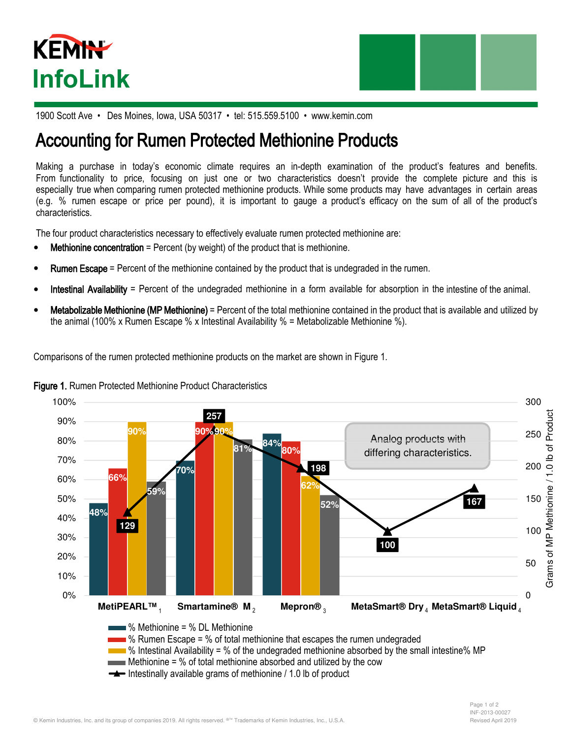# KEMIN InfoLink

1900 Scott Ave • Des Moines, Iowa, USA 50317 • tel: 515.559.5100 • www.kemin.com

## Accounting for Rumen Protected Methionine Products

Making a purchase in today's economic climate requires an in-depth examination of the product's features and benefits. From functionality to price, focusing on just one or two characteristics doesn't provide the complete picture and this is especially true when comparing rumen protected methionine products. While some products may have advantages in certain areas (e.g. % rumen escape or price per pound), it is important to gauge a product's efficacy on the sum of all of the product's characteristics.

The four product characteristics necessary to effectively evaluate rumen protected methionine are:

- **Methionine concentration** = Percent (by weight) of the product that is methionine.
- **Rumen Escape** = Percent of the methionine contained by the product that is undegraded in the rumen.
- **Intestinal Availability** = Percent of the undegraded methionine in a form available for absorption in the intestine of the animal.
- **Metabolizable Methionine (MP Methionine)** = Percent of the total methionine contained in the product that is available and utilized by the animal (100% x Rumen Escape % x Intestinal Availability % = Metabolizable Methionine %).

Comparisons of the rumen protected methionine products on the market are shown in Figure 1.

**Figure 1.** Rumen Protected Methionine Product Characteristics

| Product | % Methionine = % DL Methionine | % Rumen Escape | % Intestinal Availability | % MP Methionine | Intestinally available grams of methionine / 1.0 lb of product |
|---|---|---|---|---|---|
| MetiPEARL™ [1] | 48% | 66% | 90% | 59% | 129 |
| Smartamine® M [2] | 70% | 90% | 90% | 81% | 257 |
| Mepron® [3] | 84% | 80% | 62% | 52% | 198 |
| MetaSmart® Dry [4] | | | | | 100 |
| MetaSmart® Liquid [4] | | | | | 167 |

Analog products with differing characteristics.

- % Methionine = % DL Methionine
- % Rumen Escape = % of total methionine that escapes the rumen undegraded
- % Intestinal Availability = % of the undegraded methionine absorbed by the small intestine% MP
- Methionine = % of total methionine absorbed and utilized by the cow
- Intestinally available grams of methionine / 1.0 lb of product

© Kemin Industries, Inc. and its group of companies 2019. All rights reserved. ®™ Trademarks of Kemin Industries, Inc., U.S.A.

INF-2013-00027
Revised April 2019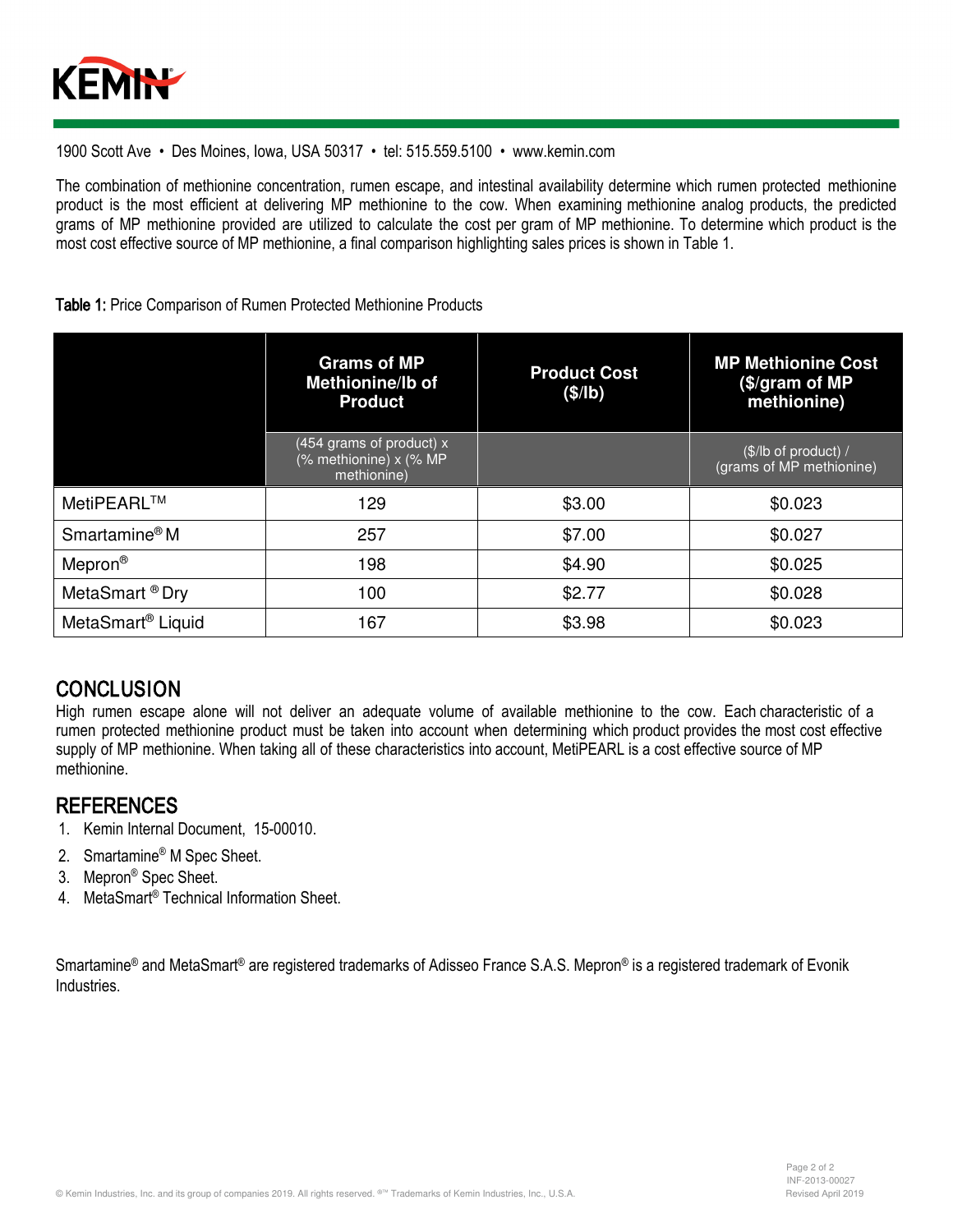1900 Scott Ave • Des Moines, Iowa, USA 50317 • tel: 515.559.5100 • www.kemin.com

The combination of methionine concentration, rumen escape, and intestinal availability determine which rumen protected methionine product is the most efficient at delivering MP methionine to the cow. When examining methionine analog products, the predicted grams of MP methionine provided are utilized to calculate the cost per gram of MP methionine. To determine which product is the most cost effective source of MP methionine, a final comparison highlighting sales prices is shown in Table 1.

**Table 1:** Price Comparison of Rumen Protected Methionine Products

| | Grams of MP Methionine/lb of Product | Product Cost ($/lb) | MP Methionine Cost ($/gram of MP methionine) |
|---|---|---|---|
| | (454 grams of product) x (% methionine) x (% MP methionine) | | ($/lb of product) / (grams of MP methionine) |
| MetiPEARL™ | 129 | $3.00 | $0.023 |
| Smartamine® M | 257 | $7.00 | $0.027 |
| Mepron® | 198 | $4.90 | $0.025 |
| MetaSmart® Dry | 100 | $2.77 | $0.028 |
| MetaSmart® Liquid | 167 | $3.98 | $0.023 |

## CONCLUSION

High rumen escape alone will not deliver an adequate volume of available methionine to the cow. Each characteristic of a rumen protected methionine product must be taken into account when determining which product provides the most cost effective supply of MP methionine. When taking all of these characteristics into account, MetiPEARL is a cost effective source of MP methionine.

## REFERENCES

1. Kemin Internal Document, 15-00010.
2. Smartamine® M Spec Sheet.
3. Mepron® Spec Sheet.
4. MetaSmart® Technical Information Sheet.

Smartamine® and MetaSmart® are registered trademarks of Adisseo France S.A.S. Mepron® is a registered trademark of Evonik Industries.

© Kemin Industries, Inc. and its group of companies 2019. All rights reserved. ®™ Trademarks of Kemin Industries, Inc., U.S.A.

INF-2013-00027
Revised April 2019